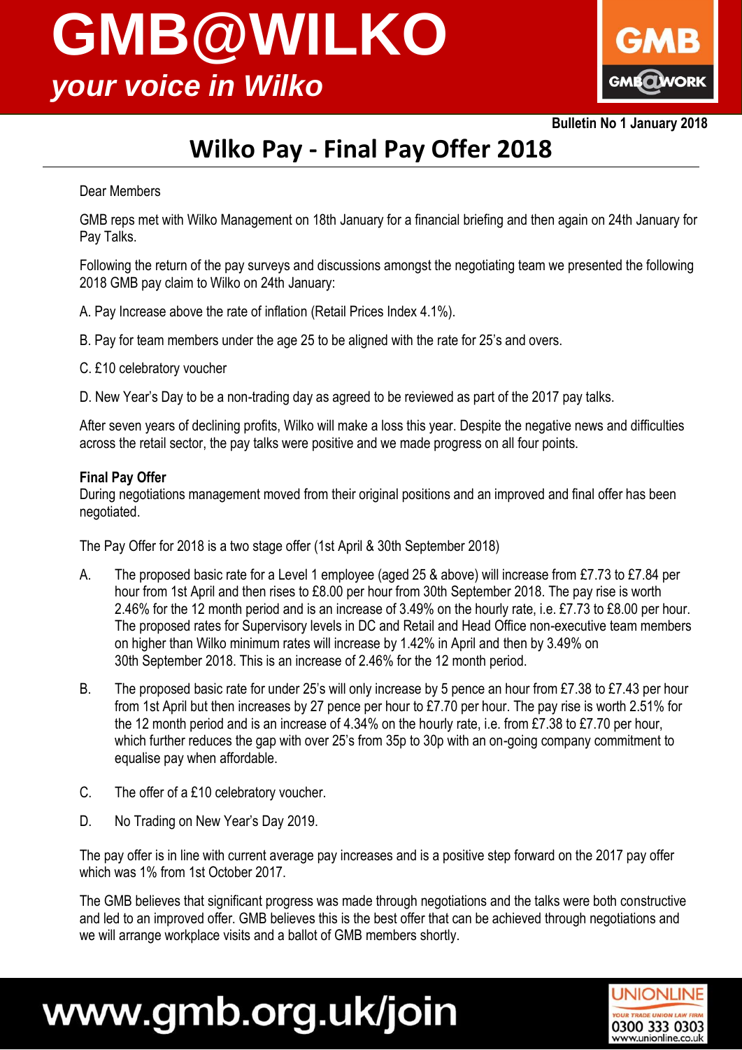# GMB@WILKO

*your voice in Wilko*

**Bulletin No 1 January 2018**

## Wilko Pay - Final Pay Offer 2018

Dear Members

GMB reps met with Wilko Management on 18th January for a financial briefing and then again on 24th January for Pay Talks.

Following the return of the pay surveys and discussions amongst the negotiating team we presented the following 2018 GMB pay claim to Wilko on 24th January:

A. Pay Increase above the rate of inflation (Retail Prices Index 4.1%).

B. Pay for team members under the age 25 to be aligned with the rate for 25's and overs.

C. £10 celebratory voucher

D. New Year's Day to be a non-trading day as agreed to be reviewed as part of the 2017 pay talks.

After seven years of declining profits, Wilko will make a loss this year. Despite the negative news and difficulties across the retail sector, the pay talks were positive and we made progress on all four points.

**Final Pay Offer**
During negotiations management moved from their original positions and an improved and final offer has been negotiated.

The Pay Offer for 2018 is a two stage offer (1st April & 30th September 2018)

A. The proposed basic rate for a Level 1 employee (aged 25 & above) will increase from £7.73 to £7.84 per hour from 1st April and then rises to £8.00 per hour from 30th September 2018. The pay rise is worth 2.46% for the 12 month period and is an increase of 3.49% on the hourly rate, i.e. £7.73 to £8.00 per hour. The proposed rates for Supervisory levels in DC and Retail and Head Office non-executive team members on higher than Wilko minimum rates will increase by 1.42% in April and then by 3.49% on 30th September 2018. This is an increase of 2.46% for the 12 month period.

B. The proposed basic rate for under 25's will only increase by 5 pence an hour from £7.38 to £7.43 per hour from 1st April but then increases by 27 pence per hour to £7.70 per hour. The pay rise is worth 2.51% for the 12 month period and is an increase of 4.34% on the hourly rate, i.e. from £7.38 to £7.70 per hour, which further reduces the gap with over 25's from 35p to 30p with an on-going company commitment to equalise pay when affordable.

C. The offer of a £10 celebratory voucher.

D. No Trading on New Year's Day 2019.

The pay offer is in line with current average pay increases and is a positive step forward on the 2017 pay offer which was 1% from 1st October 2017.

The GMB believes that significant progress was made through negotiations and the talks were both constructive and led to an improved offer. GMB believes this is the best offer that can be achieved through negotiations and we will arrange workplace visits and a ballot of GMB members shortly.

www.gmb.org.uk/join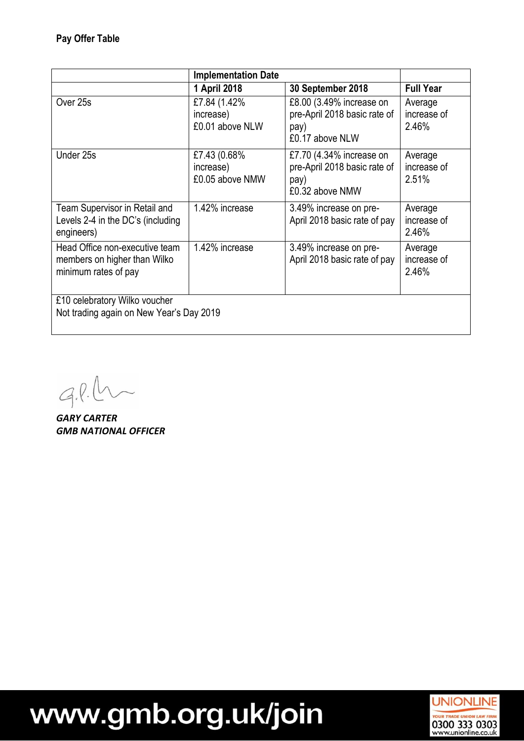**Pay Offer Table**

| | Implementation Date | | |
|---|---|---|---|
| | **1 April 2018** | **30 September 2018** | **Full Year** |
| Over 25s | £7.84 (1.42% increase) £0.01 above NLW | £8.00 (3.49% increase on pre-April 2018 basic rate of pay) £0.17 above NLW | Average increase of 2.46% |
| Under 25s | £7.43 (0.68% increase) £0.05 above NMW | £7.70 (4.34% increase on pre-April 2018 basic rate of pay) £0.32 above NMW | Average increase of 2.51% |
| Team Supervisor in Retail and Levels 2-4 in the DC's (including engineers) | 1.42% increase | 3.49% increase on pre-April 2018 basic rate of pay | Average increase of 2.46% |
| Head Office non-executive team members on higher than Wilko minimum rates of pay | 1.42% increase | 3.49% increase on pre-April 2018 basic rate of pay | Average increase of 2.46% |
| £10 celebratory Wilko voucher<br>Not trading again on New Year's Day 2019 | | | |

***GARY CARTER***
***GMB NATIONAL OFFICER***

www.gmb.org.uk/join

UNIONLINE
YOUR TRADE UNION LAW FIRM
0300 333 0303
www.unionline.co.uk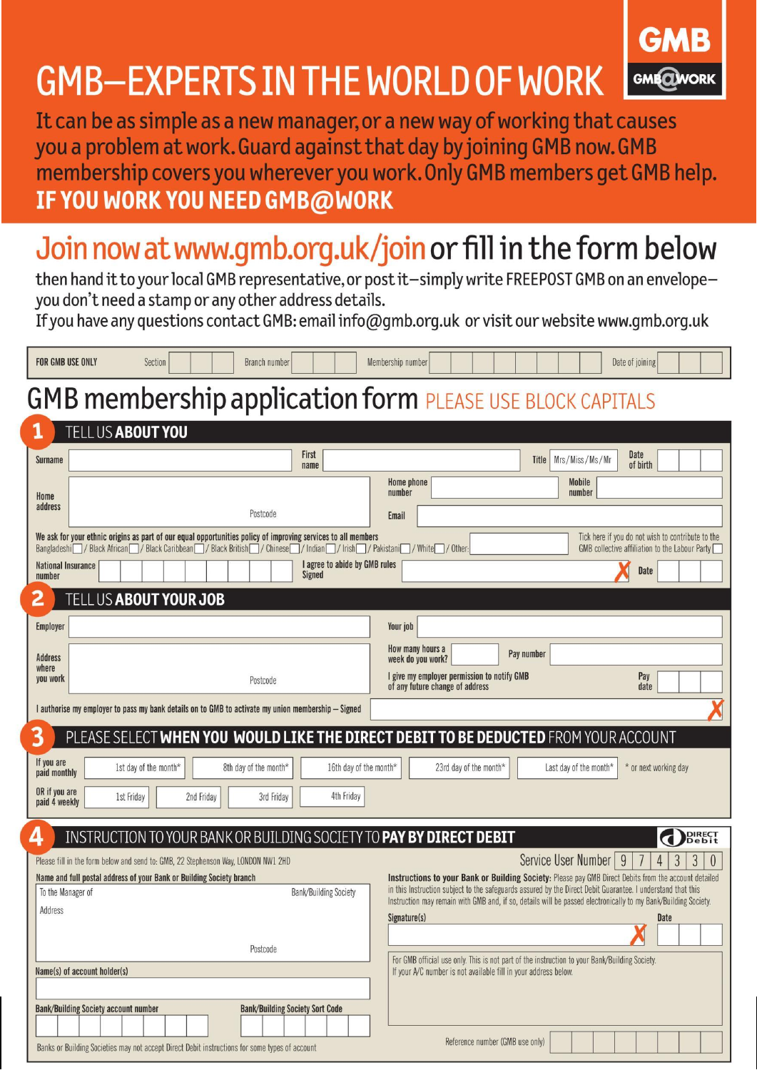# GMB–EXPERTS IN THE WORLD OF WORK

GMB

GMB@WORK

It can be as simple as a new manager, or a new way of working that causes you a problem at work. Guard against that day by joining GMB now. GMB membership covers you wherever you work. Only GMB members get GMB help.

**IF YOU WORK YOU NEED GMB@WORK**

## Join now at www.gmb.org.uk/join or fill in the form below

then hand it to your local GMB representative, or post it–simply write FREEPOST GMB on an envelope–you don't need a stamp or any other address details.

If you have any questions contact GMB: email info@gmb.org.uk or visit our website www.gmb.org.uk

| FOR GMB USE ONLY | Section | Branch number | Membership number | Date of joining |
|---|---|---|---|---|

## GMB membership application form PLEASE USE BLOCK CAPITALS

### 1 TELL US ABOUT YOU

Surname | First name | Title Mrs/Miss/Ms/Mr | Date of birth

Home address | Postcode | Home phone number | Mobile number | Email

We ask for your ethnic origins as part of our equal opportunities policy of improving services to all members
Bangladeshi ☐ / Black African ☐ / Black Caribbean ☐ / Black British ☐ / Chinese ☐ / Indian ☐ / Irish ☐ / Pakistani ☐ / White ☐ / Other:

Tick here if you do not wish to contribute to the GMB collective affiliation to the Labour Party ☐

National Insurance number | I agree to abide by GMB rules Signed ✗ | Date

### 2 TELL US ABOUT YOUR JOB

Employer | Your job

Address where you work | Postcode | How many hours a week do you work? | Pay number

I give my employer permission to notify GMB of any future change of address | Pay date

I authorise my employer to pass my bank details on to GMB to activate my union membership – Signed ✗

### 3 PLEASE SELECT WHEN YOU WOULD LIKE THE DIRECT DEBIT TO BE DEDUCTED FROM YOUR ACCOUNT

If you are paid monthly: 1st day of the month* | 8th day of the month* | 16th day of the month* | 23rd day of the month* | Last day of the month*

\* or next working day

OR if you are paid 4 weekly: 1st Friday | 2nd Friday | 3rd Friday | 4th Friday

### 4 INSTRUCTION TO YOUR BANK OR BUILDING SOCIETY TO PAY BY DIRECT DEBIT

DIRECT Debit

Please fill in the form below and send to: GMB, 22 Stephenson Way, LONDON NW1 2HD

Service User Number 9 7 4 3 3 0

Name and full postal address of your Bank or Building Society branch

To the Manager of | Bank/Building Society

Address

Postcode

Name(s) of account holder(s)

Bank/Building Society account number | Bank/Building Society Sort Code

Banks or Building Societies may not accept Direct Debit instructions for some types of account

**Instructions to your Bank or Building Society:** Please pay GMB Direct Debits from the account detailed in this Instruction subject to the safeguards assured by the Direct Debit Guarantee. I understand that this Instruction may remain with GMB and, if so, details will be passed electronically to my Bank/Building Society.

Signature(s) ✗ | Date

For GMB official use only. This is not part of the instruction to your Bank/Building Society.
If your A/C number is not available fill in your address below.

Reference number (GMB use only)